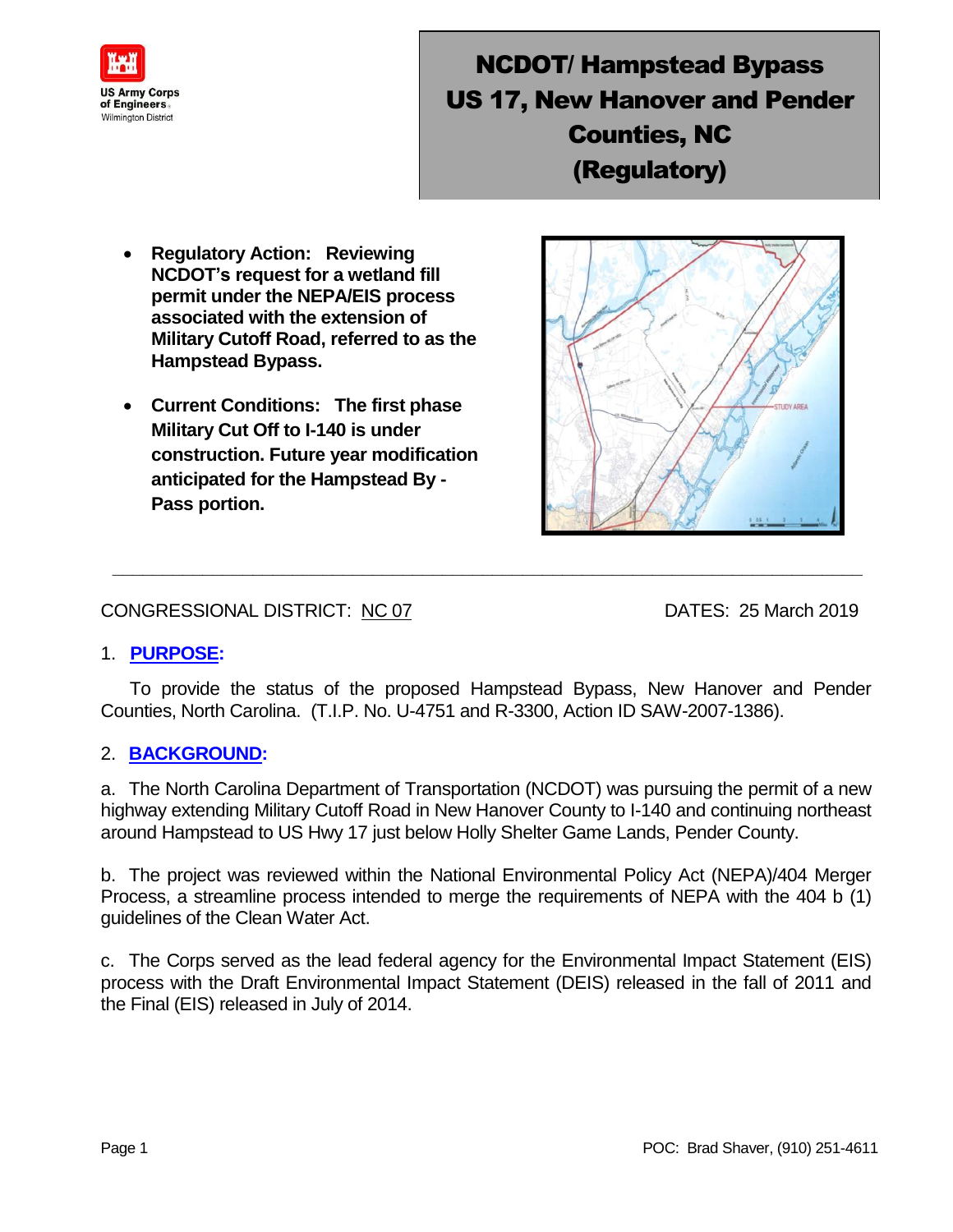US Army Corps of Engineers
Wilmington District

# NCDOT/ Hampstead Bypass US 17, New Hanover and Pender Counties, NC (Regulatory)

- **Regulatory Action: Reviewing NCDOT's request for a wetland fill permit under the NEPA/EIS process associated with the extension of Military Cutoff Road, referred to as the Hampstead Bypass.**
- **Current Conditions: The first phase Military Cut Off to I-140 is under construction. Future year modification anticipated for the Hampstead By - Pass portion.**

---

CONGRESSIONAL DISTRICT: NC 07 DATES: 25 March 2019

## 1. PURPOSE:

To provide the status of the proposed Hampstead Bypass, New Hanover and Pender Counties, North Carolina. (T.I.P. No. U-4751 and R-3300, Action ID SAW-2007-1386).

## 2. BACKGROUND:

a. The North Carolina Department of Transportation (NCDOT) was pursuing the permit of a new highway extending Military Cutoff Road in New Hanover County to I-140 and continuing northeast around Hampstead to US Hwy 17 just below Holly Shelter Game Lands, Pender County.

b. The project was reviewed within the National Environmental Policy Act (NEPA)/404 Merger Process, a streamline process intended to merge the requirements of NEPA with the 404 b (1) guidelines of the Clean Water Act.

c. The Corps served as the lead federal agency for the Environmental Impact Statement (EIS) process with the Draft Environmental Impact Statement (DEIS) released in the fall of 2011 and the Final (EIS) released in July of 2014.

POC: Brad Shaver, (910) 251-4611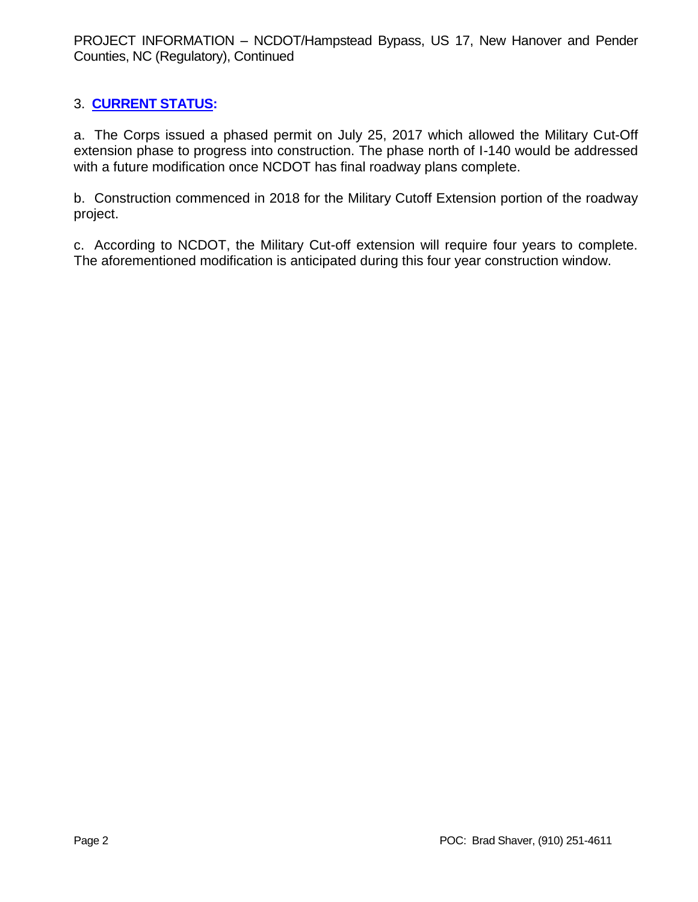## 3. CURRENT STATUS:

a. The Corps issued a phased permit on July 25, 2017 which allowed the Military Cut-Off extension phase to progress into construction. The phase north of I-140 would be addressed with a future modification once NCDOT has final roadway plans complete.

b. Construction commenced in 2018 for the Military Cutoff Extension portion of the roadway project.

c. According to NCDOT, the Military Cut-off extension will require four years to complete. The aforementioned modification is anticipated during this four year construction window.